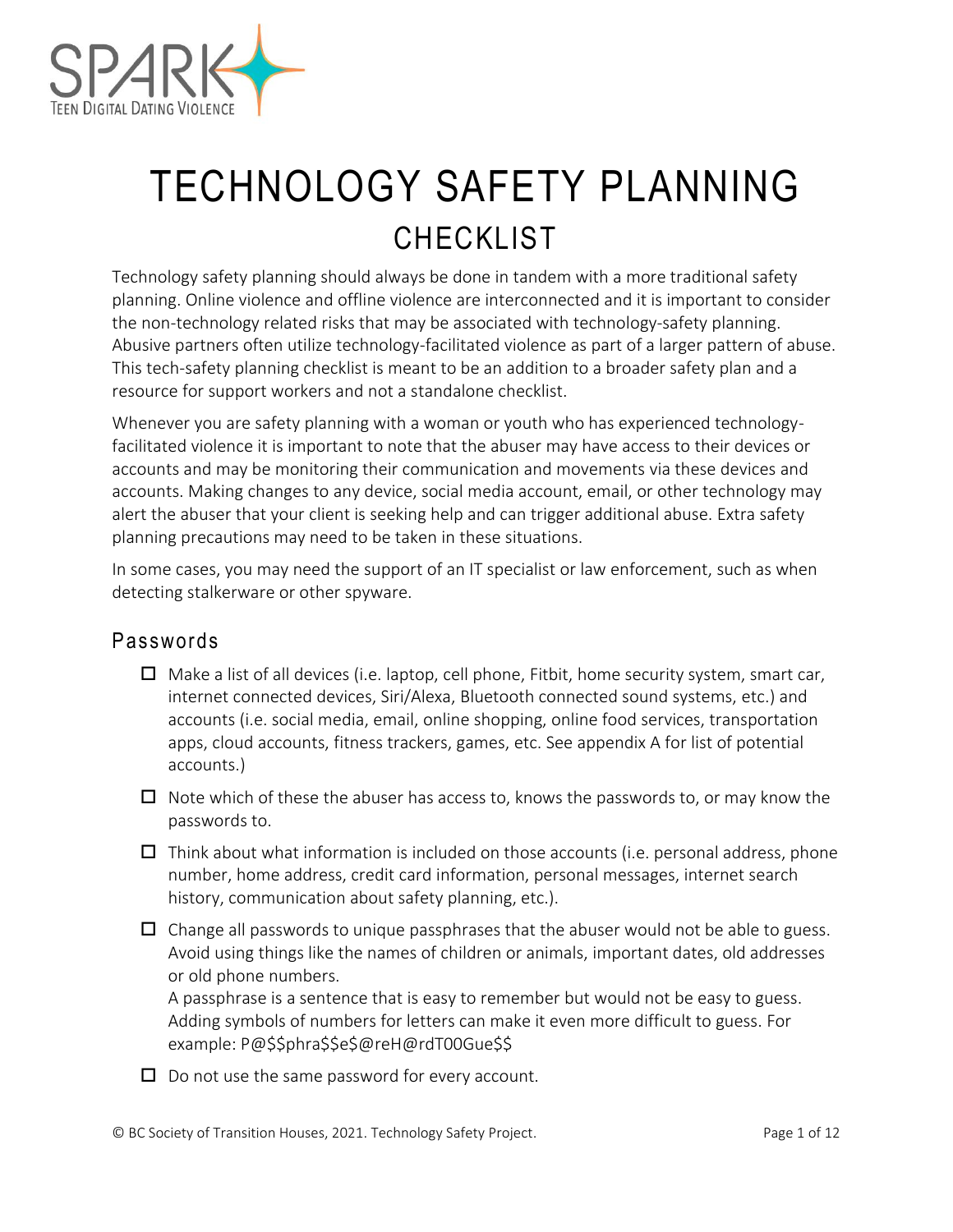SPARK
TEEN DIGITAL DATING VIOLENCE

# TECHNOLOGY SAFETY PLANNING

## CHECKLIST

Technology safety planning should always be done in tandem with a more traditional safety planning. Online violence and offline violence are interconnected and it is important to consider the non-technology related risks that may be associated with technology-safety planning. Abusive partners often utilize technology-facilitated violence as part of a larger pattern of abuse. This tech-safety planning checklist is meant to be an addition to a broader safety plan and a resource for support workers and not a standalone checklist.

Whenever you are safety planning with a woman or youth who has experienced technology-facilitated violence it is important to note that the abuser may have access to their devices or accounts and may be monitoring their communication and movements via these devices and accounts. Making changes to any device, social media account, email, or other technology may alert the abuser that your client is seeking help and can trigger additional abuse. Extra safety planning precautions may need to be taken in these situations.

In some cases, you may need the support of an IT specialist or law enforcement, such as when detecting stalkerware or other spyware.

### Passwords

- ☐ Make a list of all devices (i.e. laptop, cell phone, Fitbit, home security system, smart car, internet connected devices, Siri/Alexa, Bluetooth connected sound systems, etc.) and accounts (i.e. social media, email, online shopping, online food services, transportation apps, cloud accounts, fitness trackers, games, etc. See appendix A for list of potential accounts.)
- ☐ Note which of these the abuser has access to, knows the passwords to, or may know the passwords to.
- ☐ Think about what information is included on those accounts (i.e. personal address, phone number, home address, credit card information, personal messages, internet search history, communication about safety planning, etc.).
- ☐ Change all passwords to unique passphrases that the abuser would not be able to guess. Avoid using things like the names of children or animals, important dates, old addresses or old phone numbers.
  A passphrase is a sentence that is easy to remember but would not be easy to guess. Adding symbols of numbers for letters can make it even more difficult to guess. For example: P@$$phra$$e$@reH@rdT00Gue$$
- ☐ Do not use the same password for every account.

© BC Society of Transition Houses, 2021. Technology Safety Project.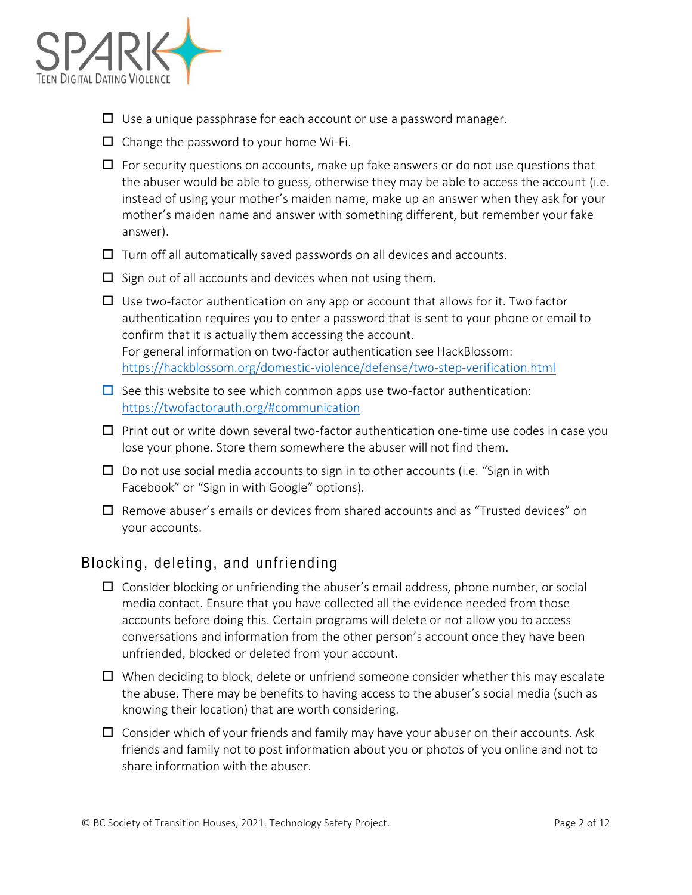- [ ] Use a unique passphrase for each account or use a password manager.
- [ ] Change the password to your home Wi-Fi.
- [ ] For security questions on accounts, make up fake answers or do not use questions that the abuser would be able to guess, otherwise they may be able to access the account (i.e. instead of using your mother's maiden name, make up an answer when they ask for your mother's maiden name and answer with something different, but remember your fake answer).
- [ ] Turn off all automatically saved passwords on all devices and accounts.
- [ ] Sign out of all accounts and devices when not using them.
- [ ] Use two-factor authentication on any app or account that allows for it. Two factor authentication requires you to enter a password that is sent to your phone or email to confirm that it is actually them accessing the account.
  For general information on two-factor authentication see HackBlossom: https://hackblossom.org/domestic-violence/defense/two-step-verification.html
- [ ] See this website to see which common apps use two-factor authentication: https://twofactorauth.org/#communication
- [ ] Print out or write down several two-factor authentication one-time use codes in case you lose your phone. Store them somewhere the abuser will not find them.
- [ ] Do not use social media accounts to sign in to other accounts (i.e. "Sign in with Facebook" or "Sign in with Google" options).
- [ ] Remove abuser's emails or devices from shared accounts and as "Trusted devices" on your accounts.

## Blocking, deleting, and unfriending

- [ ] Consider blocking or unfriending the abuser's email address, phone number, or social media contact. Ensure that you have collected all the evidence needed from those accounts before doing this. Certain programs will delete or not allow you to access conversations and information from the other person's account once they have been unfriended, blocked or deleted from your account.
- [ ] When deciding to block, delete or unfriend someone consider whether this may escalate the abuse. There may be benefits to having access to the abuser's social media (such as knowing their location) that are worth considering.
- [ ] Consider which of your friends and family may have your abuser on their accounts. Ask friends and family not to post information about you or photos of you online and not to share information with the abuser.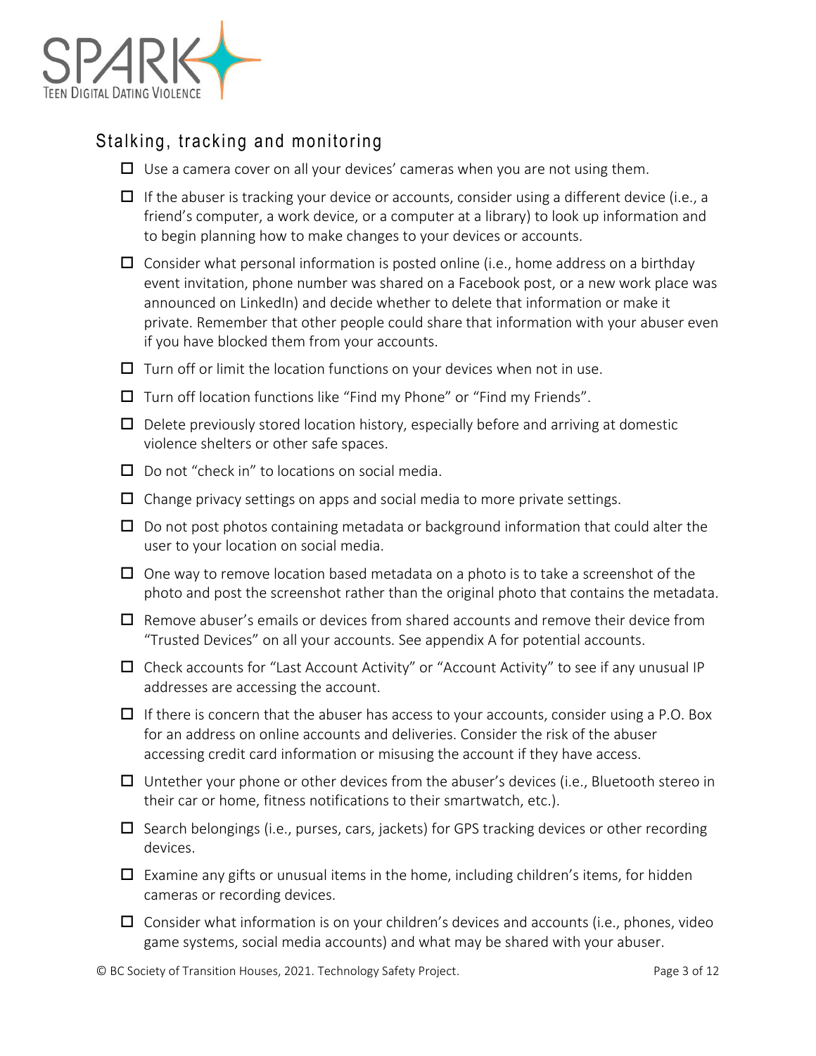## Stalking, tracking and monitoring

- [ ] Use a camera cover on all your devices' cameras when you are not using them.
- [ ] If the abuser is tracking your device or accounts, consider using a different device (i.e., a friend's computer, a work device, or a computer at a library) to look up information and to begin planning how to make changes to your devices or accounts.
- [ ] Consider what personal information is posted online (i.e., home address on a birthday event invitation, phone number was shared on a Facebook post, or a new work place was announced on LinkedIn) and decide whether to delete that information or make it private. Remember that other people could share that information with your abuser even if you have blocked them from your accounts.
- [ ] Turn off or limit the location functions on your devices when not in use.
- [ ] Turn off location functions like "Find my Phone" or "Find my Friends".
- [ ] Delete previously stored location history, especially before and arriving at domestic violence shelters or other safe spaces.
- [ ] Do not "check in" to locations on social media.
- [ ] Change privacy settings on apps and social media to more private settings.
- [ ] Do not post photos containing metadata or background information that could alter the user to your location on social media.
- [ ] One way to remove location based metadata on a photo is to take a screenshot of the photo and post the screenshot rather than the original photo that contains the metadata.
- [ ] Remove abuser's emails or devices from shared accounts and remove their device from "Trusted Devices" on all your accounts. See appendix A for potential accounts.
- [ ] Check accounts for "Last Account Activity" or "Account Activity" to see if any unusual IP addresses are accessing the account.
- [ ] If there is concern that the abuser has access to your accounts, consider using a P.O. Box for an address on online accounts and deliveries. Consider the risk of the abuser accessing credit card information or misusing the account if they have access.
- [ ] Untether your phone or other devices from the abuser's devices (i.e., Bluetooth stereo in their car or home, fitness notifications to their smartwatch, etc.).
- [ ] Search belongings (i.e., purses, cars, jackets) for GPS tracking devices or other recording devices.
- [ ] Examine any gifts or unusual items in the home, including children's items, for hidden cameras or recording devices.
- [ ] Consider what information is on your children's devices and accounts (i.e., phones, video game systems, social media accounts) and what may be shared with your abuser.

© BC Society of Transition Houses, 2021. Technology Safety Project.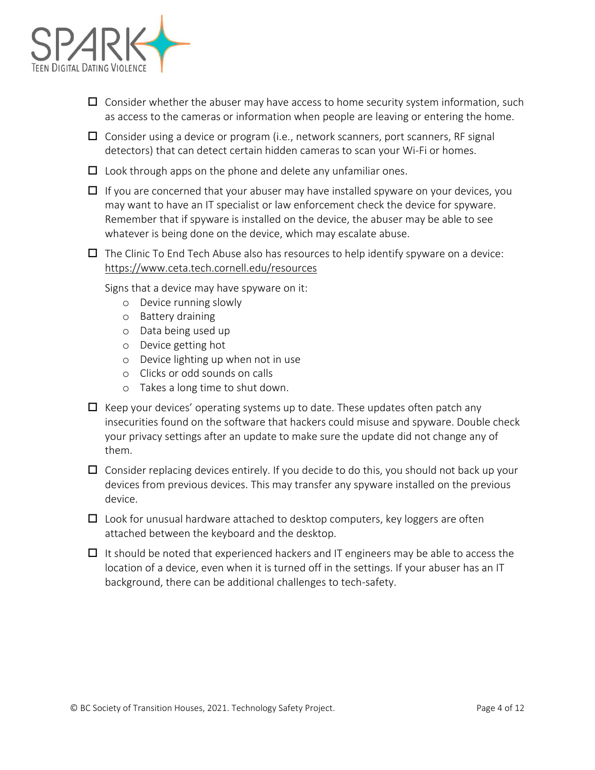- [ ] Consider whether the abuser may have access to home security system information, such as access to the cameras or information when people are leaving or entering the home.
- [ ] Consider using a device or program (i.e., network scanners, port scanners, RF signal detectors) that can detect certain hidden cameras to scan your Wi-Fi or homes.
- [ ] Look through apps on the phone and delete any unfamiliar ones.
- [ ] If you are concerned that your abuser may have installed spyware on your devices, you may want to have an IT specialist or law enforcement check the device for spyware. Remember that if spyware is installed on the device, the abuser may be able to see whatever is being done on the device, which may escalate abuse.
- [ ] The Clinic To End Tech Abuse also has resources to help identify spyware on a device: https://www.ceta.tech.cornell.edu/resources

  Signs that a device may have spyware on it:
  - Device running slowly
  - Battery draining
  - Data being used up
  - Device getting hot
  - Device lighting up when not in use
  - Clicks or odd sounds on calls
  - Takes a long time to shut down.
- [ ] Keep your devices' operating systems up to date. These updates often patch any insecurities found on the software that hackers could misuse and spyware. Double check your privacy settings after an update to make sure the update did not change any of them.
- [ ] Consider replacing devices entirely. If you decide to do this, you should not back up your devices from previous devices. This may transfer any spyware installed on the previous device.
- [ ] Look for unusual hardware attached to desktop computers, key loggers are often attached between the keyboard and the desktop.
- [ ] It should be noted that experienced hackers and IT engineers may be able to access the location of a device, even when it is turned off in the settings. If your abuser has an IT background, there can be additional challenges to tech-safety.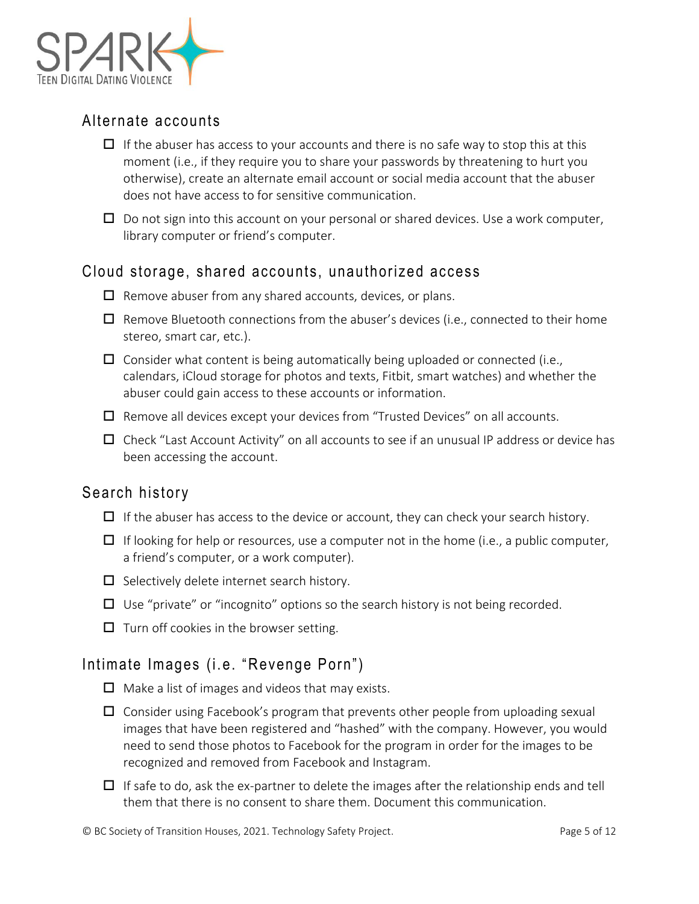## Alternate accounts

- [ ] If the abuser has access to your accounts and there is no safe way to stop this at this moment (i.e., if they require you to share your passwords by threatening to hurt you otherwise), create an alternate email account or social media account that the abuser does not have access to for sensitive communication.
- [ ] Do not sign into this account on your personal or shared devices. Use a work computer, library computer or friend's computer.

## Cloud storage, shared accounts, unauthorized access

- [ ] Remove abuser from any shared accounts, devices, or plans.
- [ ] Remove Bluetooth connections from the abuser's devices (i.e., connected to their home stereo, smart car, etc.).
- [ ] Consider what content is being automatically being uploaded or connected (i.e., calendars, iCloud storage for photos and texts, Fitbit, smart watches) and whether the abuser could gain access to these accounts or information.
- [ ] Remove all devices except your devices from "Trusted Devices" on all accounts.
- [ ] Check "Last Account Activity" on all accounts to see if an unusual IP address or device has been accessing the account.

## Search history

- [ ] If the abuser has access to the device or account, they can check your search history.
- [ ] If looking for help or resources, use a computer not in the home (i.e., a public computer, a friend's computer, or a work computer).
- [ ] Selectively delete internet search history.
- [ ] Use "private" or "incognito" options so the search history is not being recorded.
- [ ] Turn off cookies in the browser setting.

## Intimate Images (i.e. "Revenge Porn")

- [ ] Make a list of images and videos that may exists.
- [ ] Consider using Facebook's program that prevents other people from uploading sexual images that have been registered and "hashed" with the company. However, you would need to send those photos to Facebook for the program in order for the images to be recognized and removed from Facebook and Instagram.
- [ ] If safe to do, ask the ex-partner to delete the images after the relationship ends and tell them that there is no consent to share them. Document this communication.

© BC Society of Transition Houses, 2021. Technology Safety Project.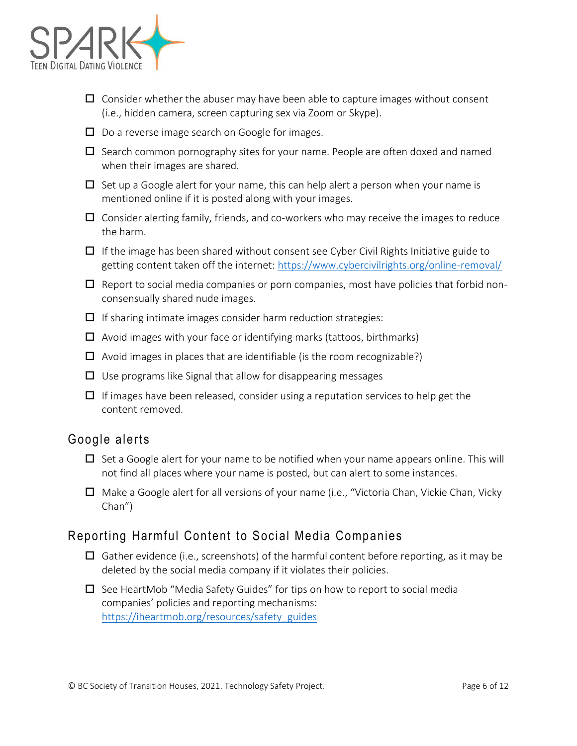- ☐ Consider whether the abuser may have been able to capture images without consent (i.e., hidden camera, screen capturing sex via Zoom or Skype).
- ☐ Do a reverse image search on Google for images.
- ☐ Search common pornography sites for your name. People are often doxed and named when their images are shared.
- ☐ Set up a Google alert for your name, this can help alert a person when your name is mentioned online if it is posted along with your images.
- ☐ Consider alerting family, friends, and co-workers who may receive the images to reduce the harm.
- ☐ If the image has been shared without consent see Cyber Civil Rights Initiative guide to getting content taken off the internet: https://www.cybercivilrights.org/online-removal/
- ☐ Report to social media companies or porn companies, most have policies that forbid non-consensually shared nude images.
- ☐ If sharing intimate images consider harm reduction strategies:
- ☐ Avoid images with your face or identifying marks (tattoos, birthmarks)
- ☐ Avoid images in places that are identifiable (is the room recognizable?)
- ☐ Use programs like Signal that allow for disappearing messages
- ☐ If images have been released, consider using a reputation services to help get the content removed.

## Google alerts

- ☐ Set a Google alert for your name to be notified when your name appears online. This will not find all places where your name is posted, but can alert to some instances.
- ☐ Make a Google alert for all versions of your name (i.e., "Victoria Chan, Vickie Chan, Vicky Chan")

## Reporting Harmful Content to Social Media Companies

- ☐ Gather evidence (i.e., screenshots) of the harmful content before reporting, as it may be deleted by the social media company if it violates their policies.
- ☐ See HeartMob "Media Safety Guides" for tips on how to report to social media companies' policies and reporting mechanisms: https://iheartmob.org/resources/safety_guides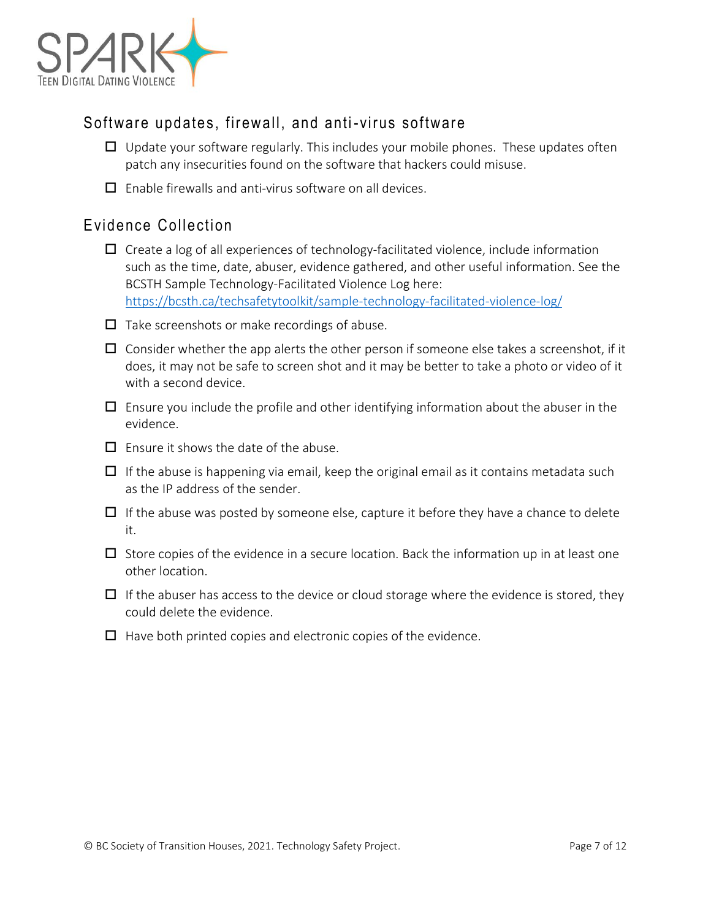## Software updates, firewall, and anti-virus software

- [ ] Update your software regularly. This includes your mobile phones. These updates often patch any insecurities found on the software that hackers could misuse.
- [ ] Enable firewalls and anti-virus software on all devices.

## Evidence Collection

- [ ] Create a log of all experiences of technology-facilitated violence, include information such as the time, date, abuser, evidence gathered, and other useful information. See the BCSTH Sample Technology-Facilitated Violence Log here: https://bcsth.ca/techsafetytoolkit/sample-technology-facilitated-violence-log/
- [ ] Take screenshots or make recordings of abuse.
- [ ] Consider whether the app alerts the other person if someone else takes a screenshot, if it does, it may not be safe to screen shot and it may be better to take a photo or video of it with a second device.
- [ ] Ensure you include the profile and other identifying information about the abuser in the evidence.
- [ ] Ensure it shows the date of the abuse.
- [ ] If the abuse is happening via email, keep the original email as it contains metadata such as the IP address of the sender.
- [ ] If the abuse was posted by someone else, capture it before they have a chance to delete it.
- [ ] Store copies of the evidence in a secure location. Back the information up in at least one other location.
- [ ] If the abuser has access to the device or cloud storage where the evidence is stored, they could delete the evidence.
- [ ] Have both printed copies and electronic copies of the evidence.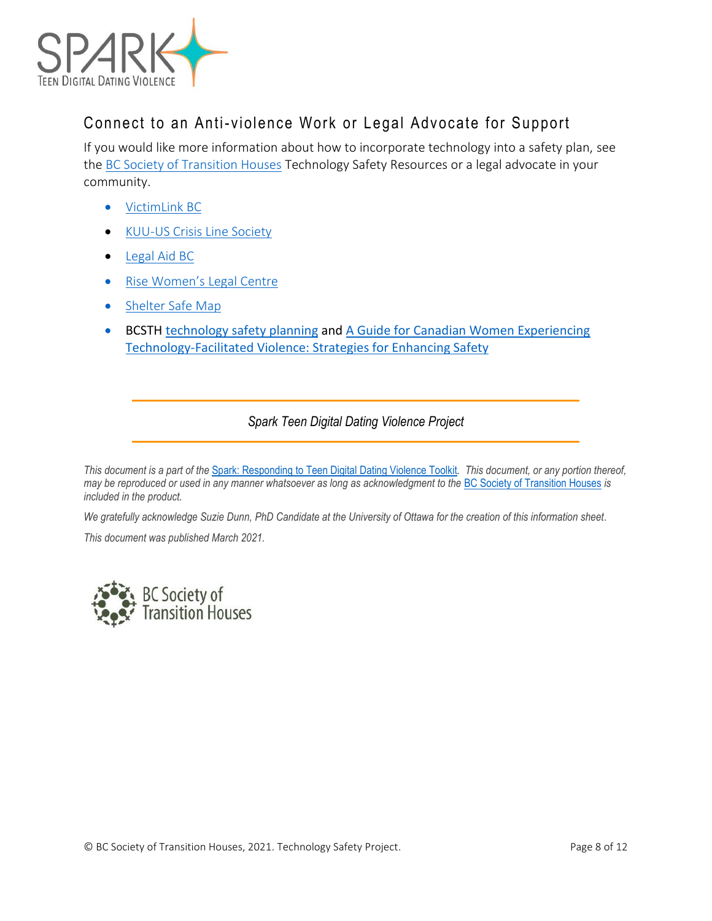## Connect to an Anti-violence Work or Legal Advocate for Support

If you would like more information about how to incorporate technology into a safety plan, see the BC Society of Transition Houses Technology Safety Resources or a legal advocate in your community.

- VictimLink BC
- KUU-US Crisis Line Society
- Legal Aid BC
- Rise Women's Legal Centre
- Shelter Safe Map
- BCSTH technology safety planning and A Guide for Canadian Women Experiencing Technology-Facilitated Violence: Strategies for Enhancing Safety

---

*Spark Teen Digital Dating Violence Project*

---

*This document is a part of the Spark: Responding to Teen Digital Dating Violence Toolkit. This document, or any portion thereof, may be reproduced or used in any manner whatsoever as long as acknowledgment to the BC Society of Transition Houses is included in the product.*

*We gratefully acknowledge Suzie Dunn, PhD Candidate at the University of Ottawa for the creation of this information sheet.*

*This document was published March 2021.*

© BC Society of Transition Houses, 2021. Technology Safety Project.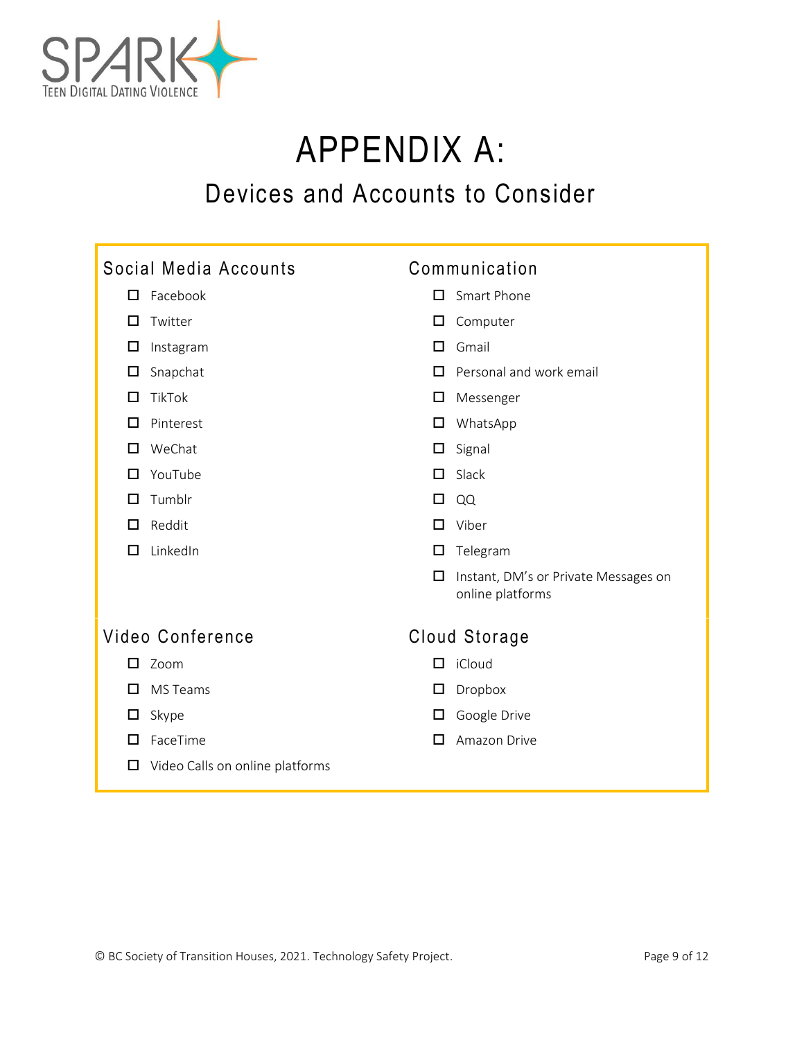# APPENDIX A:

## Devices and Accounts to Consider

### Social Media Accounts

- ☐ Facebook
- ☐ Twitter
- ☐ Instagram
- ☐ Snapchat
- ☐ TikTok
- ☐ Pinterest
- ☐ WeChat
- ☐ YouTube
- ☐ Tumblr
- ☐ Reddit
- ☐ LinkedIn

### Communication

- ☐ Smart Phone
- ☐ Computer
- ☐ Gmail
- ☐ Personal and work email
- ☐ Messenger
- ☐ WhatsApp
- ☐ Signal
- ☐ Slack
- ☐ QQ
- ☐ Viber
- ☐ Telegram
- ☐ Instant, DM's or Private Messages on online platforms

### Video Conference

- ☐ Zoom
- ☐ MS Teams
- ☐ Skype
- ☐ FaceTime
- ☐ Video Calls on online platforms

### Cloud Storage

- ☐ iCloud
- ☐ Dropbox
- ☐ Google Drive
- ☐ Amazon Drive

© BC Society of Transition Houses, 2021. Technology Safety Project.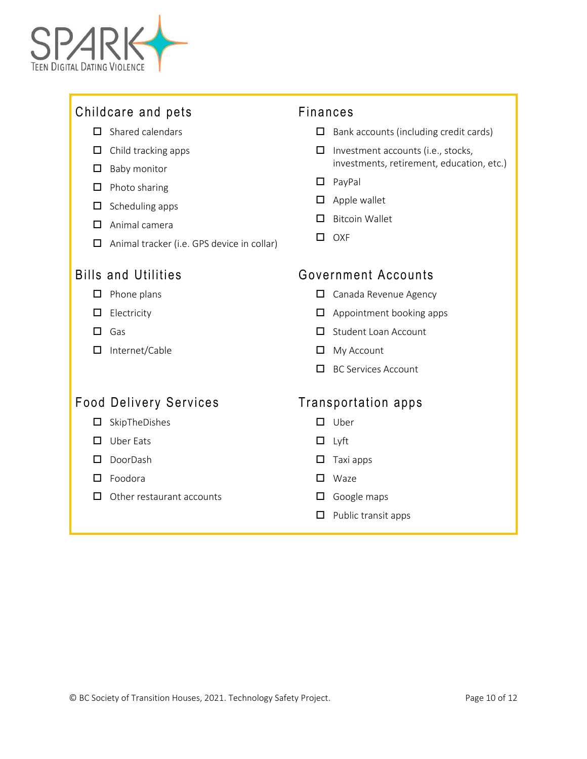SPARK
TEEN DIGITAL DATING VIOLENCE

## Childcare and pets

- ☐ Shared calendars
- ☐ Child tracking apps
- ☐ Baby monitor
- ☐ Photo sharing
- ☐ Scheduling apps
- ☐ Animal camera
- ☐ Animal tracker (i.e. GPS device in collar)

## Finances

- ☐ Bank accounts (including credit cards)
- ☐ Investment accounts (i.e., stocks, investments, retirement, education, etc.)
- ☐ PayPal
- ☐ Apple wallet
- ☐ Bitcoin Wallet
- ☐ OXF

## Bills and Utilities

- ☐ Phone plans
- ☐ Electricity
- ☐ Gas
- ☐ Internet/Cable

## Government Accounts

- ☐ Canada Revenue Agency
- ☐ Appointment booking apps
- ☐ Student Loan Account
- ☐ My Account
- ☐ BC Services Account

## Food Delivery Services

- ☐ SkipTheDishes
- ☐ Uber Eats
- ☐ DoorDash
- ☐ Foodora
- ☐ Other restaurant accounts

## Transportation apps

- ☐ Uber
- ☐ Lyft
- ☐ Taxi apps
- ☐ Waze
- ☐ Google maps
- ☐ Public transit apps

© BC Society of Transition Houses, 2021. Technology Safety Project.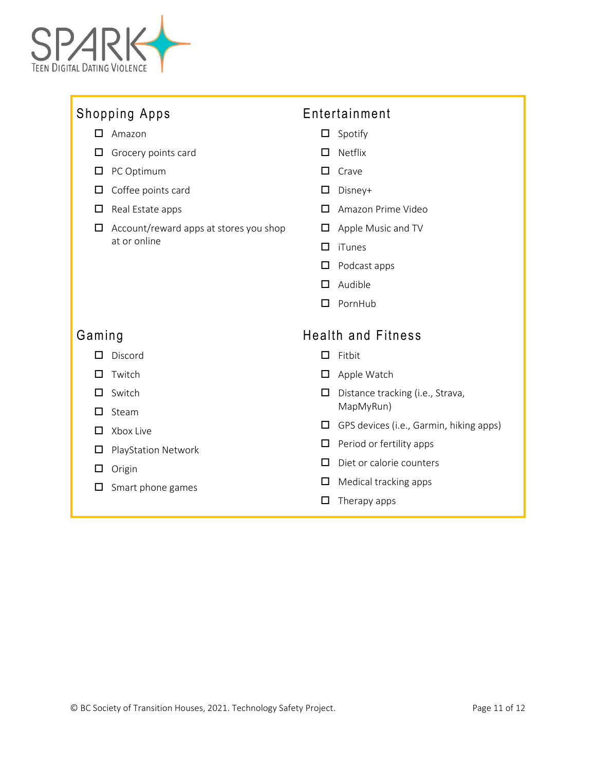## Shopping Apps

- ☐ Amazon
- ☐ Grocery points card
- ☐ PC Optimum
- ☐ Coffee points card
- ☐ Real Estate apps
- ☐ Account/reward apps at stores you shop at or online

## Entertainment

- ☐ Spotify
- ☐ Netflix
- ☐ Crave
- ☐ Disney+
- ☐ Amazon Prime Video
- ☐ Apple Music and TV
- ☐ iTunes
- ☐ Podcast apps
- ☐ Audible
- ☐ PornHub

## Gaming

- ☐ Discord
- ☐ Twitch
- ☐ Switch
- ☐ Steam
- ☐ Xbox Live
- ☐ PlayStation Network
- ☐ Origin
- ☐ Smart phone games

## Health and Fitness

- ☐ Fitbit
- ☐ Apple Watch
- ☐ Distance tracking (i.e., Strava, MapMyRun)
- ☐ GPS devices (i.e., Garmin, hiking apps)
- ☐ Period or fertility apps
- ☐ Diet or calorie counters
- ☐ Medical tracking apps
- ☐ Therapy apps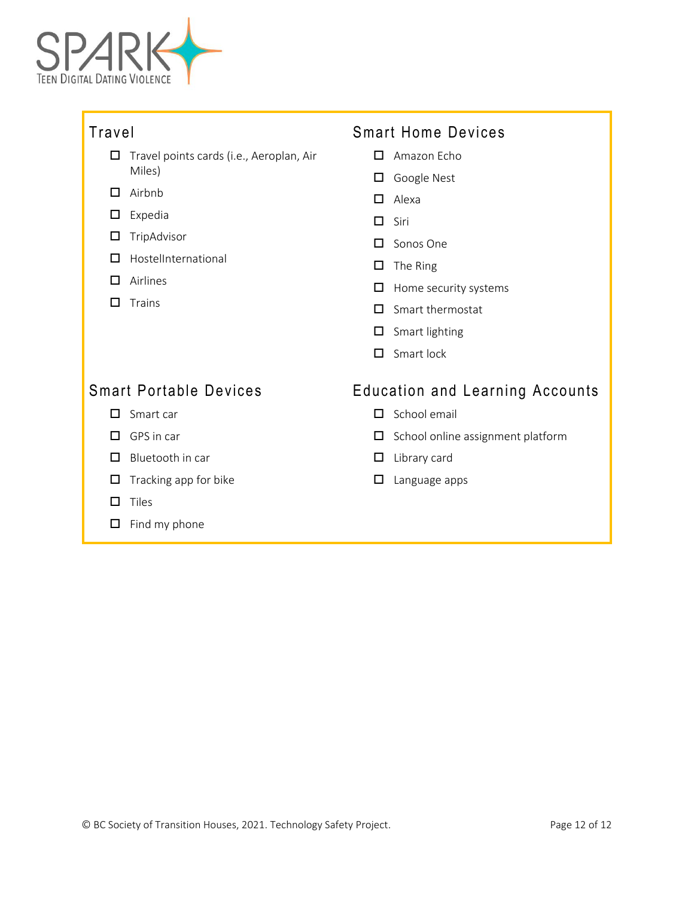## Travel

- ☐ Travel points cards (i.e., Aeroplan, Air Miles)
- ☐ Airbnb
- ☐ Expedia
- ☐ TripAdvisor
- ☐ HostelInternational
- ☐ Airlines
- ☐ Trains

## Smart Home Devices

- ☐ Amazon Echo
- ☐ Google Nest
- ☐ Alexa
- ☐ Siri
- ☐ Sonos One
- ☐ The Ring
- ☐ Home security systems
- ☐ Smart thermostat
- ☐ Smart lighting
- ☐ Smart lock

## Smart Portable Devices

- ☐ Smart car
- ☐ GPS in car
- ☐ Bluetooth in car
- ☐ Tracking app for bike
- ☐ Tiles
- ☐ Find my phone

## Education and Learning Accounts

- ☐ School email
- ☐ School online assignment platform
- ☐ Library card
- ☐ Language apps

© BC Society of Transition Houses, 2021. Technology Safety Project.